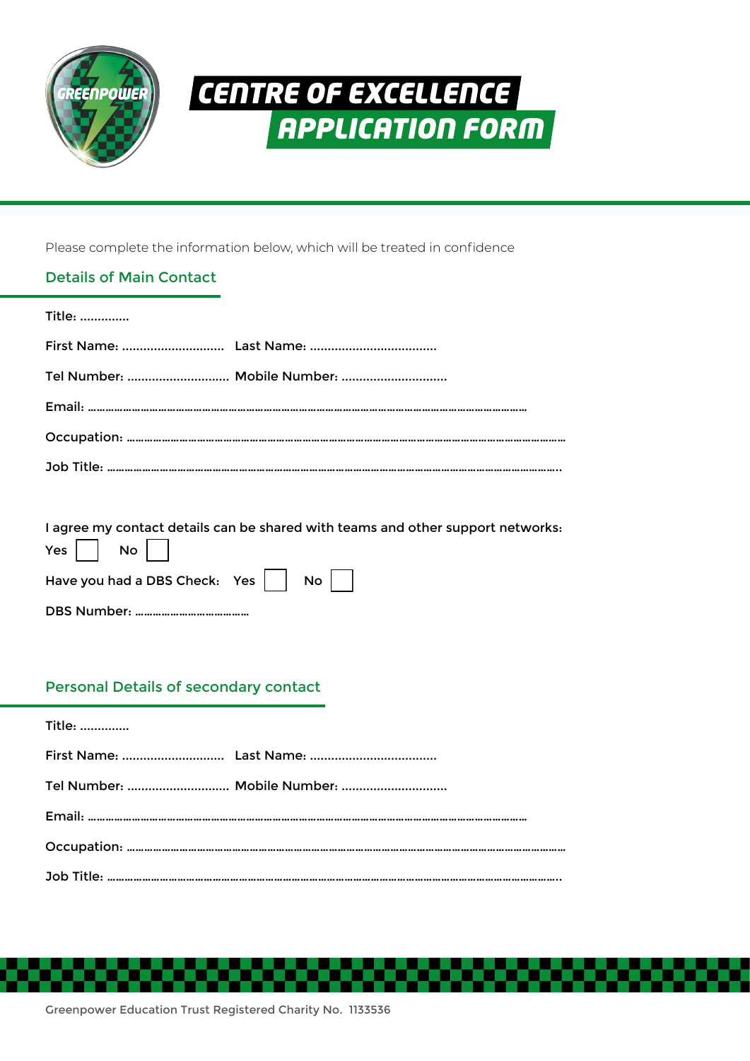# CENTRE OF EXCELLENCE APPLICATION FORM

Please complete the information below, which will be treated in confidence

## Details of Main Contact

Title: ..............

First Name: ............................ Last Name: ...................................

Tel Number: ............................ Mobile Number: .............................

Email: ………………………………………………………………………………………………………………………

Occupation: ……………………………………………………………………………………………………………………

Job Title: ………………………………………………………………………………………………………………………..

I agree my contact details can be shared with teams and other support networks:

Yes ☐ No ☐

Have you had a DBS Check: Yes ☐ No ☐

DBS Number: …………………………………

## Personal Details of secondary contact

Title: ..............

First Name: ............................ Last Name: ...................................

Tel Number: ............................ Mobile Number: .............................

Email: ………………………………………………………………………………………………………………………

Occupation: ……………………………………………………………………………………………………………………

Job Title: ………………………………………………………………………………………………………………………..

Greenpower Education Trust Registered Charity No. 1133536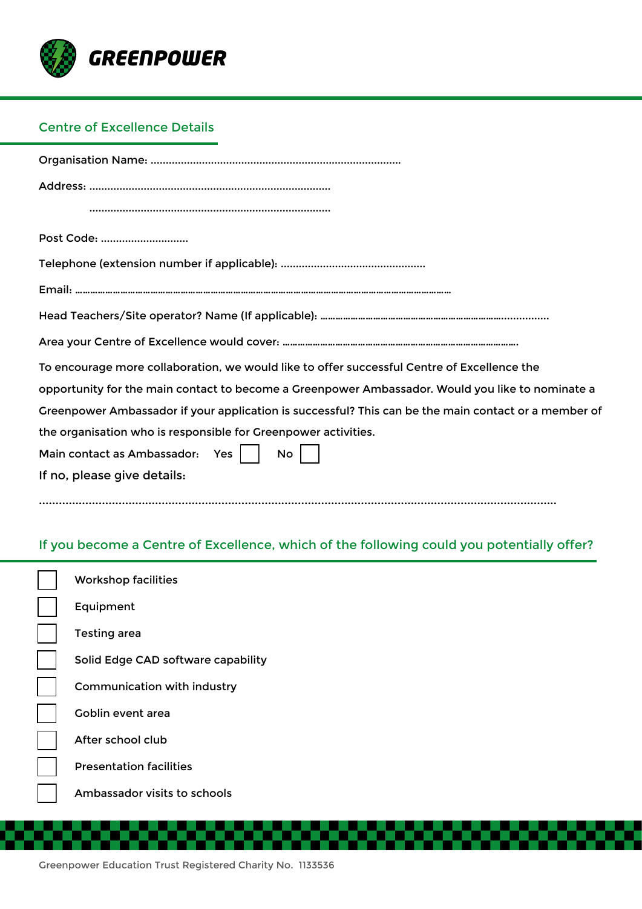GREENPOWER

## Centre of Excellence Details

Organisation Name: ..................................................................................

Address: ...............................................................................

...............................................................................

Post Code: ............................

Telephone (extension number if applicable): ...............................................

Email: ……………………………………………………………………………………………………………………………………

Head Teachers/Site operator? Name (If applicable): ……………………………………………………………………..............

Area your Centre of Excellence would cover: ………………………………………………………………………………….

To encourage more collaboration, we would like to offer successful Centre of Excellence the opportunity for the main contact to become a Greenpower Ambassador. Would you like to nominate a Greenpower Ambassador if your application is successful? This can be the main contact or a member of the organisation who is responsible for Greenpower activities.

Main contact as Ambassador: Yes ☐ No ☐

If no, please give details:

.............................................................................................................................................

## If you become a Centre of Excellence, which of the following could you potentially offer?

- ☐ Workshop facilities
- ☐ Equipment
- ☐ Testing area
- ☐ Solid Edge CAD software capability
- ☐ Communication with industry
- ☐ Goblin event area
- ☐ After school club
- ☐ Presentation facilities
- ☐ Ambassador visits to schools

Greenpower Education Trust Registered Charity No. 1133536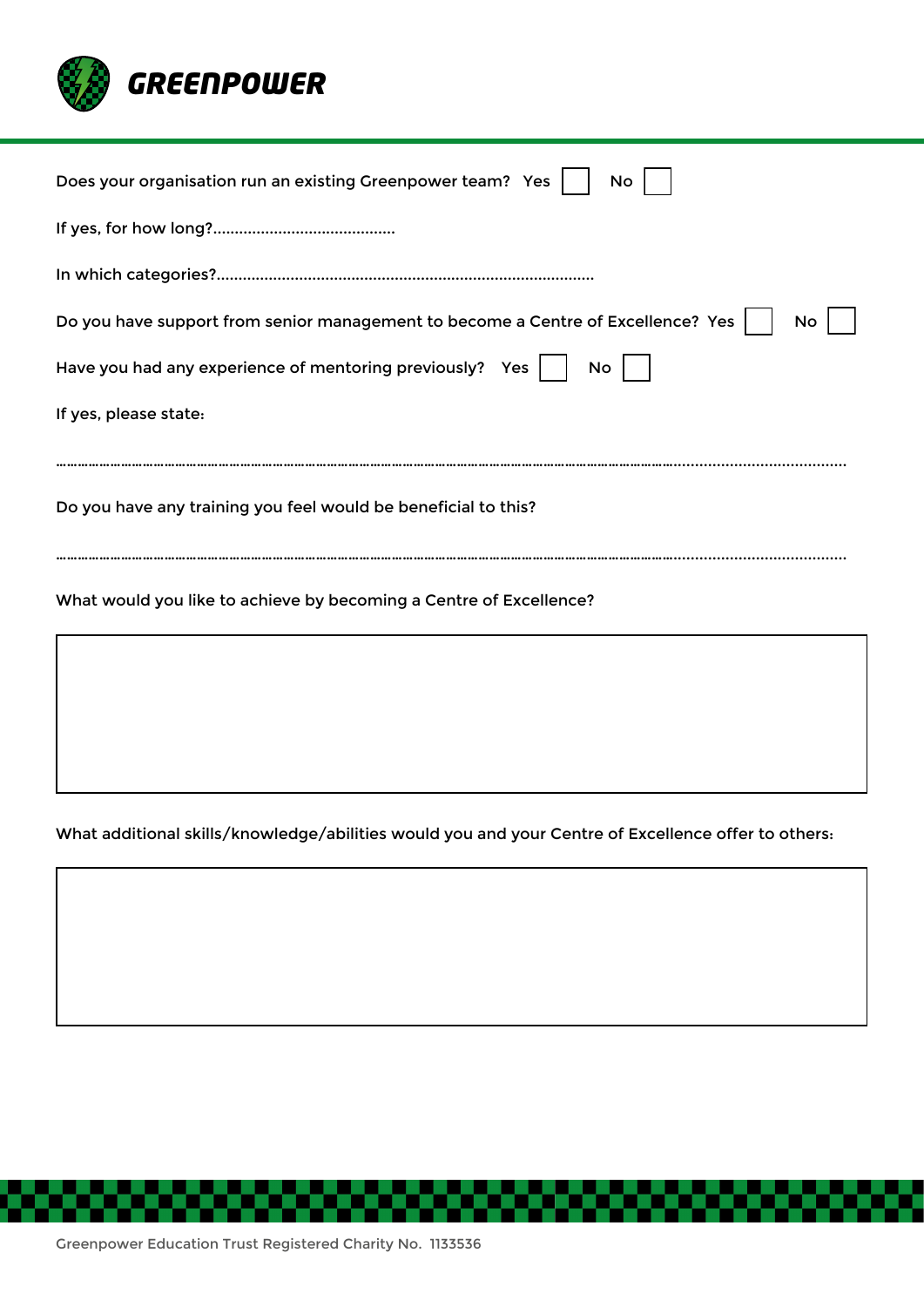**GREENPOWER**

Does your organisation run an existing Greenpower team? Yes ☐ No ☐

If yes, for how long?..........................................

In which categories?......................................................................................

Do you have support from senior management to become a Centre of Excellence? Yes ☐ No ☐

Have you had any experience of mentoring previously? Yes ☐ No ☐

If yes, please state:

………………………………………………………………………………………………………………………………………………………………………………………………………

Do you have any training you feel would be beneficial to this?

………………………………………………………………………………………………………………………………………………………………………………………………………

What would you like to achieve by becoming a Centre of Excellence?

|   |
|---|
|   |

What additional skills/knowledge/abilities would you and your Centre of Excellence offer to others:

|   |
|---|
|   |

Greenpower Education Trust Registered Charity No. 1133536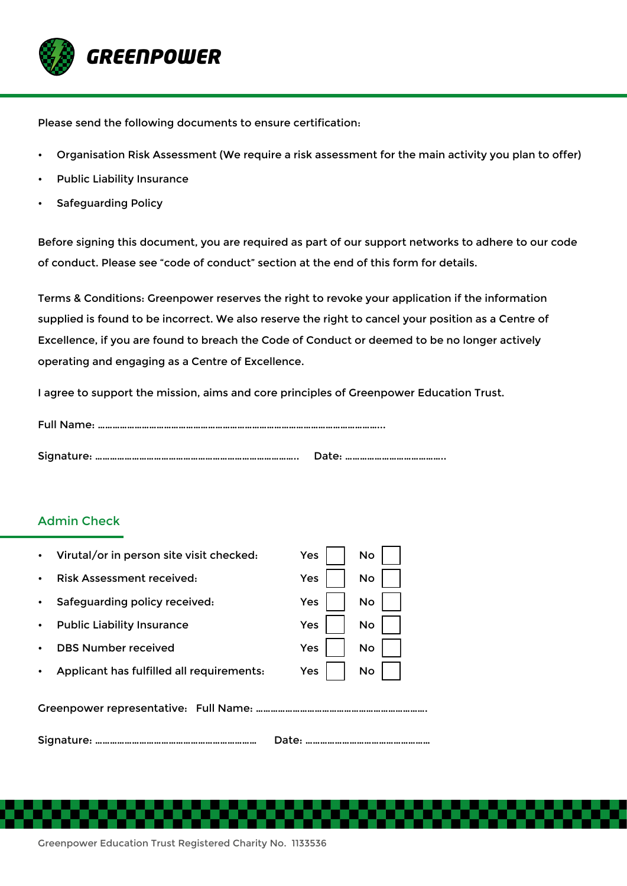GREENPOWER

Please send the following documents to ensure certification:

- Organisation Risk Assessment (We require a risk assessment for the main activity you plan to offer)
- Public Liability Insurance
- Safeguarding Policy

Before signing this document, you are required as part of our support networks to adhere to our code of conduct. Please see "code of conduct" section at the end of this form for details.

Terms & Conditions: Greenpower reserves the right to revoke your application if the information supplied is found to be incorrect. We also reserve the right to cancel your position as a Centre of Excellence, if you are found to breach the Code of Conduct or deemed to be no longer actively operating and engaging as a Centre of Excellence.

I agree to support the mission, aims and core principles of Greenpower Education Trust.

Full Name: ……………………………………………………………………………………………………..

Signature: ……………………………………………………………………….  Date: …………………………………..

## Admin Check

- Virutal/or in person site visit checked: Yes ☐ No ☐
- Risk Assessment received: Yes ☐ No ☐
- Safeguarding policy received: Yes ☐ No ☐
- Public Liability Insurance Yes ☐ No ☐
- DBS Number received Yes ☐ No ☐
- Applicant has fulfilled all requirements: Yes ☐ No ☐

Greenpower representative: Full Name: ……………………………………………………………….

Signature: ……………………………………………………………  Date: ……………………………………………

Greenpower Education Trust Registered Charity No. 1133536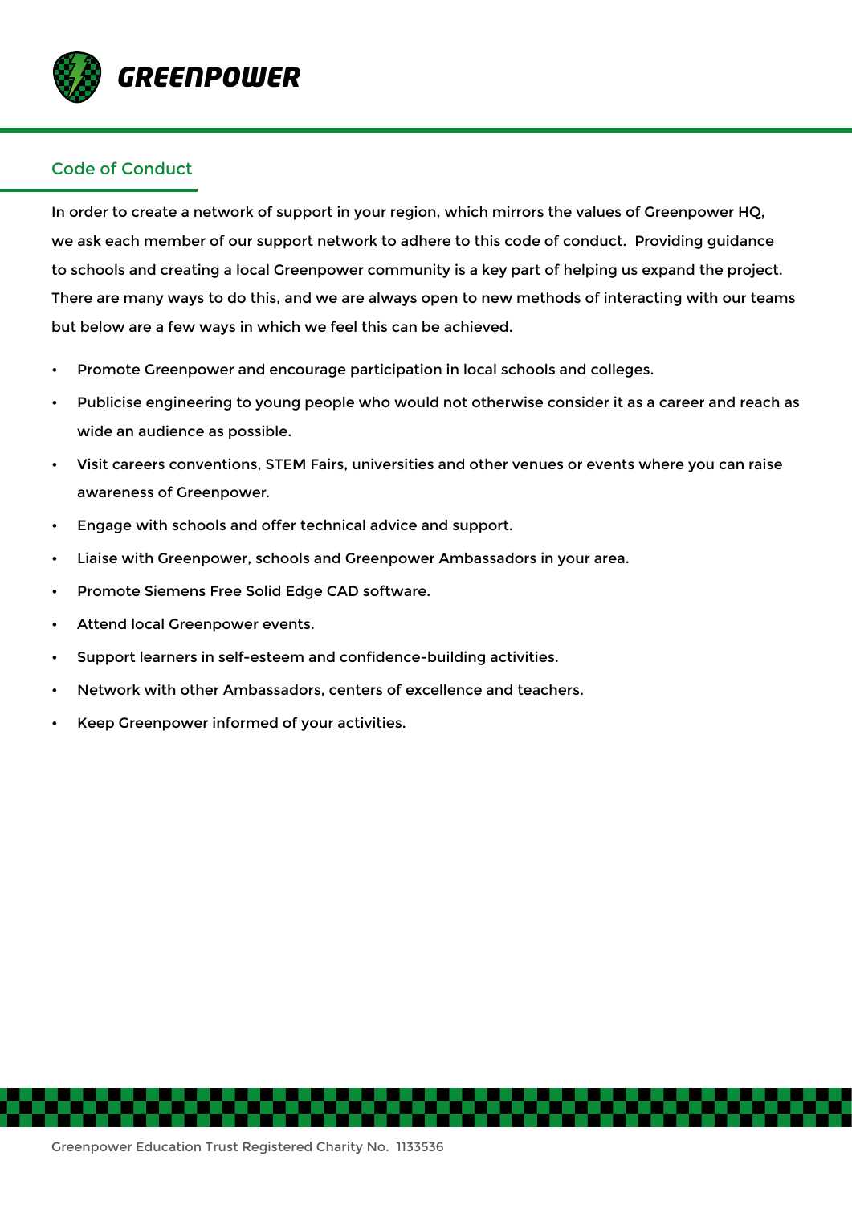# GREENPOWER

## Code of Conduct

In order to create a network of support in your region, which mirrors the values of Greenpower HQ, we ask each member of our support network to adhere to this code of conduct. Providing guidance to schools and creating a local Greenpower community is a key part of helping us expand the project. There are many ways to do this, and we are always open to new methods of interacting with our teams but below are a few ways in which we feel this can be achieved.

- Promote Greenpower and encourage participation in local schools and colleges.
- Publicise engineering to young people who would not otherwise consider it as a career and reach as wide an audience as possible.
- Visit careers conventions, STEM Fairs, universities and other venues or events where you can raise awareness of Greenpower.
- Engage with schools and offer technical advice and support.
- Liaise with Greenpower, schools and Greenpower Ambassadors in your area.
- Promote Siemens Free Solid Edge CAD software.
- Attend local Greenpower events.
- Support learners in self-esteem and confidence-building activities.
- Network with other Ambassadors, centers of excellence and teachers.
- Keep Greenpower informed of your activities.